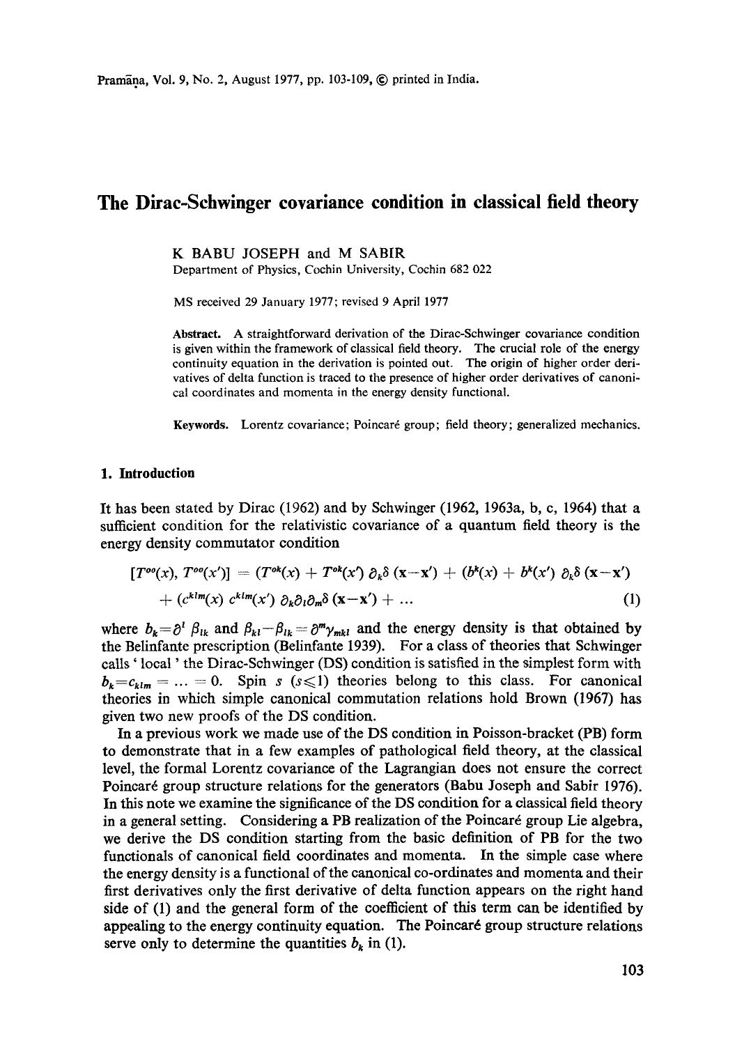# The Dirac-Schwinger covariance condition in classical field theory

K BABU JOSEPH and M SABIR
Department of Physics, Cochin University, Cochin 682 022

MS received 29 January 1977; revised 9 April 1977

**Abstract.** A straightforward derivation of the Dirac-Schwinger covariance condition is given within the framework of classical field theory. The crucial role of the energy continuity equation in the derivation is pointed out. The origin of higher order derivatives of delta function is traced to the presence of higher order derivatives of canonical coordinates and momenta in the energy density functional.

**Keywords.** Lorentz covariance; Poincaré group; field theory; generalized mechanics.

## 1. Introduction

It has been stated by Dirac (1962) and by Schwinger (1962, 1963a, b, c, 1964) that a sufficient condition for the relativistic covariance of a quantum field theory is the energy density commutator condition

$$[T^{oo}(x), T^{oo}(x')] = (T^{ok}(x) + T^{ok}(x')\, \partial_k \delta\,(\mathbf{x}-\mathbf{x}') + (b^k(x) + b^k(x')\, \partial_k \delta\,(\mathbf{x}-\mathbf{x}')$$
$$+ (c^{klm}(x)\, c^{klm}(x')\, \partial_k \partial_l \partial_m \delta\,(\mathbf{x}-\mathbf{x}') + \ldots \tag{1}$$

where $b_k = \partial^l \beta_{lk}$ and $\beta_{kl} - \beta_{lk} = \partial^m \gamma_{mkl}$ and the energy density is that obtained by the Belinfante prescription (Belinfante 1939). For a class of theories that Schwinger calls 'local' the Dirac-Schwinger (DS) condition is satisfied in the simplest form with $b_k = c_{klm} = \ldots = 0$. Spin $s$ ($s \leqslant 1$) theories belong to this class. For canonical theories in which simple canonical commutation relations hold Brown (1967) has given two new proofs of the DS condition.

In a previous work we made use of the DS condition in Poisson-bracket (PB) form to demonstrate that in a few examples of pathological field theory, at the classical level, the formal Lorentz covariance of the Lagrangian does not ensure the correct Poincaré group structure relations for the generators (Babu Joseph and Sabir 1976). In this note we examine the significance of the DS condition for a classical field theory in a general setting. Considering a PB realization of the Poincaré group Lie algebra, we derive the DS condition starting from the basic definition of PB for the two functionals of canonical field coordinates and momenta. In the simple case where the energy density is a functional of the canonical co-ordinates and momenta and their first derivatives only the first derivative of delta function appears on the right hand side of (1) and the general form of the coefficient of this term can be identified by appealing to the energy continuity equation. The Poincaré group structure relations serve only to determine the quantities $b_k$ in (1).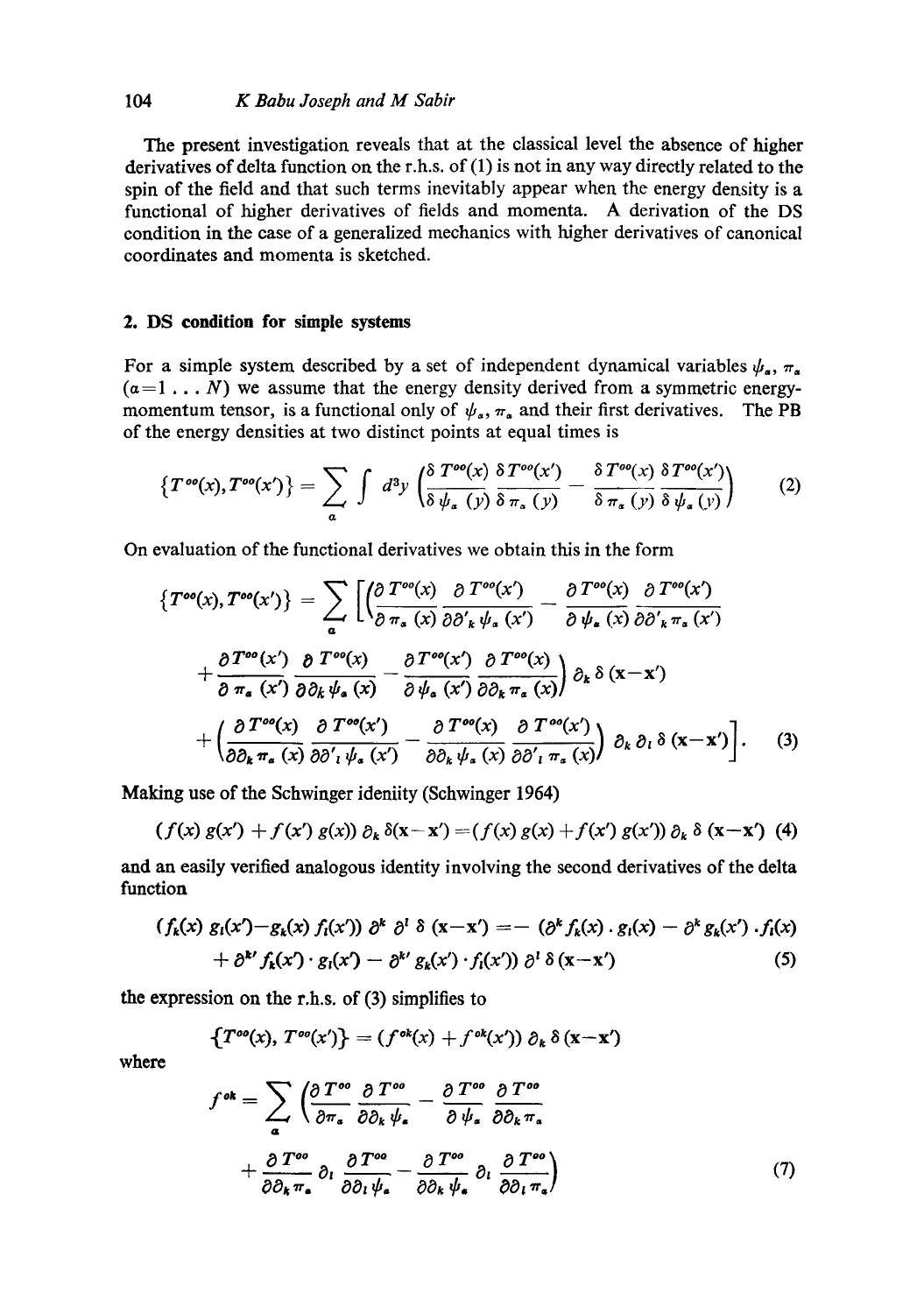The present investigation reveals that at the classical level the absence of higher derivatives of delta function on the r.h.s. of (1) is not in any way directly related to the spin of the field and that such terms inevitably appear when the energy density is a functional of higher derivatives of fields and momenta. A derivation of the DS condition in the case of a generalized mechanics with higher derivatives of canonical coordinates and momenta is sketched.

## 2. DS condition for simple systems

For a simple system described by a set of independent dynamical variables $\psi_a$, $\pi_a$ ($a=1 \ldots N$) we assume that the energy density derived from a symmetric energy-momentum tensor, is a functional only of $\psi_a$, $\pi_a$ and their first derivatives. The PB of the energy densities at two distinct points at equal times is

$$\{T^{oo}(x), T^{oo}(x')\} = \sum_a \int d^3y \left(\frac{\delta T^{oo}(x)}{\delta \psi_a(y)} \frac{\delta T^{oo}(x')}{\delta \pi_a(y)} - \frac{\delta T^{oo}(x)}{\delta \pi_a(y)} \frac{\delta T^{oo}(x')}{\delta \psi_a(y)}\right) \tag{2}$$

On evaluation of the functional derivatives we obtain this in the form

$$\begin{aligned}\{T^{oo}(x), T^{oo}(x')\} = \sum_a \Bigg[\Bigg(&\frac{\partial T^{oo}(x)}{\partial \pi_a(x)} \frac{\partial T^{oo}(x')}{\partial \partial'_k \psi_a(x')} - \frac{\partial T^{oo}(x)}{\partial \psi_a(x)} \frac{\partial T^{oo}(x')}{\partial \partial'_k \pi_a(x')} \\ &+ \frac{\partial T^{oo}(x')}{\partial \pi_a(x')} \frac{\partial T^{oo}(x)}{\partial \partial_k \psi_a(x)} - \frac{\partial T^{oo}(x')}{\partial \psi_a(x')} \frac{\partial T^{oo}(x)}{\partial \partial_k \pi_a(x)}\Bigg) \partial_k \delta(\mathbf{x}-\mathbf{x}') \\ &+ \left(\frac{\partial T^{oo}(x)}{\partial \partial_k \pi_a(x)} \frac{\partial T^{oo}(x')}{\partial \partial'_l \psi_a(x')} - \frac{\partial T^{oo}(x)}{\partial \partial_k \psi_a(x)} \frac{\partial T^{oo}(x')}{\partial \partial'_l \pi_a(x)}\right) \partial_k \partial_l \delta(\mathbf{x}-\mathbf{x}')\Bigg].\end{aligned} \tag{3}$$

Making use of the Schwinger ideniity (Schwinger 1964)

$$(f(x)\, g(x') + f(x')\, g(x))\, \partial_k \delta(\mathbf{x}-\mathbf{x}') = (f(x)\, g(x) + f(x')\, g(x'))\, \partial_k \delta(\mathbf{x}-\mathbf{x}') \tag{4}$$

and an easily verified analogous identity involving the second derivatives of the delta function

$$\begin{aligned}(f_k(x)\, g_l(x') - g_k(x)\, f_l(x'))\, \partial^k \partial^l \delta(\mathbf{x}-\mathbf{x}') = -\, (&\partial^k f_k(x) \cdot g_l(x) - \partial^k g_k(x') \cdot f_l(x) \\ &+ \partial^{k'} f_k(x') \cdot g_l(x') - \partial^{k'} g_k(x') \cdot f_l(x'))\, \partial^l \delta(\mathbf{x}-\mathbf{x}')\end{aligned} \tag{5}$$

the expression on the r.h.s. of (3) simplifies to

$$\{T^{oo}(x), T^{oo}(x')\} = (f^{ok}(x) + f^{ok}(x'))\, \partial_k \delta(\mathbf{x}-\mathbf{x}')$$

where

$$f^{ok} = \sum_a \left(\frac{\partial T^{oo}}{\partial \pi_a} \frac{\partial T^{oo}}{\partial \partial_k \psi_a} - \frac{\partial T^{oo}}{\partial \psi_a} \frac{\partial T^{oo}}{\partial \partial_k \pi_a} + \frac{\partial T^{oo}}{\partial \partial_k \pi_a} \partial_l \frac{\partial T^{oo}}{\partial \partial_l \psi_a} - \frac{\partial T^{oo}}{\partial \partial_k \psi_a} \partial_l \frac{\partial T^{oo}}{\partial \partial_l \pi_a}\right) \tag{7}$$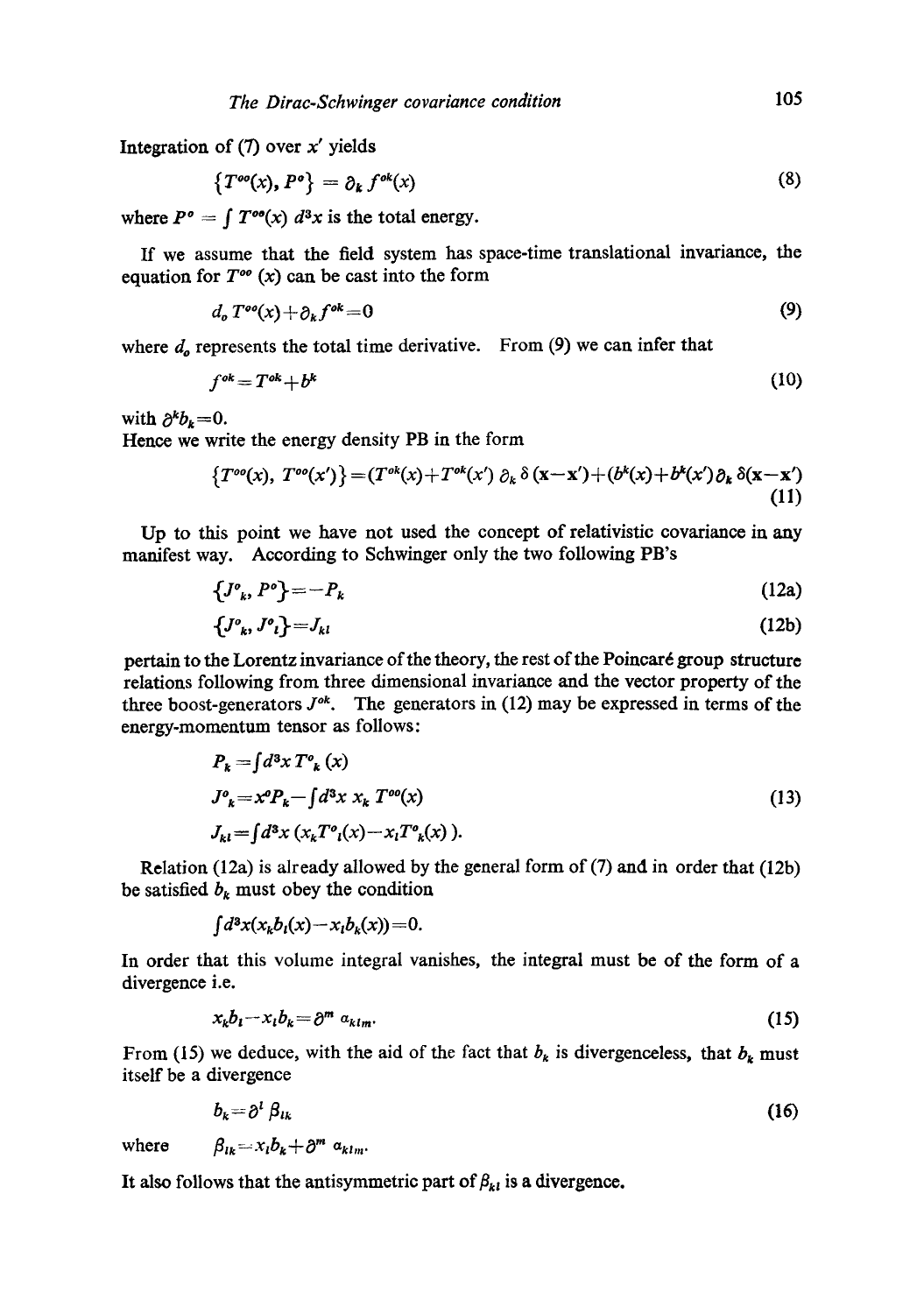Integration of (7) over $x'$ yields

$$\{T^{oo}(x), P^o\} = \partial_k f^{ok}(x) \tag{8}$$

where $P^o = \int T^{oo}(x)\, d^3x$ is the total energy.

If we assume that the field system has space-time translational invariance, the equation for $T^{oo}(x)$ can be cast into the form

$$d_o T^{oo}(x) + \partial_k f^{ok} = 0 \tag{9}$$

where $d_o$ represents the total time derivative. From (9) we can infer that

$$f^{ok} = T^{ok} + b^k \tag{10}$$

with $\partial^k b_k = 0$.

Hence we write the energy density PB in the form

$$\{T^{oo}(x), T^{oo}(x')\} = (T^{ok}(x) + T^{ok}(x')\, \partial_k \delta(\mathbf{x}-\mathbf{x}') + (b^k(x) + b^k(x')\partial_k \delta(\mathbf{x}-\mathbf{x}') \tag{11}$$

Up to this point we have not used the concept of relativistic covariance in any manifest way. According to Schwinger only the two following PB's

$$\{J^o{}_k, P^o\} = -P_k \tag{12a}$$

$$\{J^o{}_k, J^o{}_l\} = J_{kl} \tag{12b}$$

pertain to the Lorentz invariance of the theory, the rest of the Poincaré group structure relations following from three dimensional invariance and the vector property of the three boost-generators $J^{ok}$. The generators in (12) may be expressed in terms of the energy-momentum tensor as follows:

$$\begin{aligned} P_k &= \int d^3x\, T^o{}_k(x) \\ J^o{}_k &= x^o P_k - \int d^3x\, x_k\, T^{oo}(x) \\ J_{kl} &= \int d^3x\, (x_k T^o{}_l(x) - x_l T^o{}_k(x)\,). \end{aligned} \tag{13}$$

Relation (12a) is already allowed by the general form of (7) and in order that (12b) be satisfied $b_k$ must obey the condition

$$\int d^3x (x_k b_l(x) - x_l b_k(x)) = 0.$$

In order that this volume integral vanishes, the integral must be of the form of a divergence i.e.

$$x_k b_l - x_l b_k = \partial^m \alpha_{klm}. \tag{15}$$

From (15) we deduce, with the aid of the fact that $b_k$ is divergenceless, that $b_k$ must itself be a divergence

$$b_k = \partial^l \beta_{lk} \tag{16}$$

where $\quad \beta_{lk} = x_l b_k + \partial^m \alpha_{klm}$.

It also follows that the antisymmetric part of $\beta_{kl}$ is a divergence.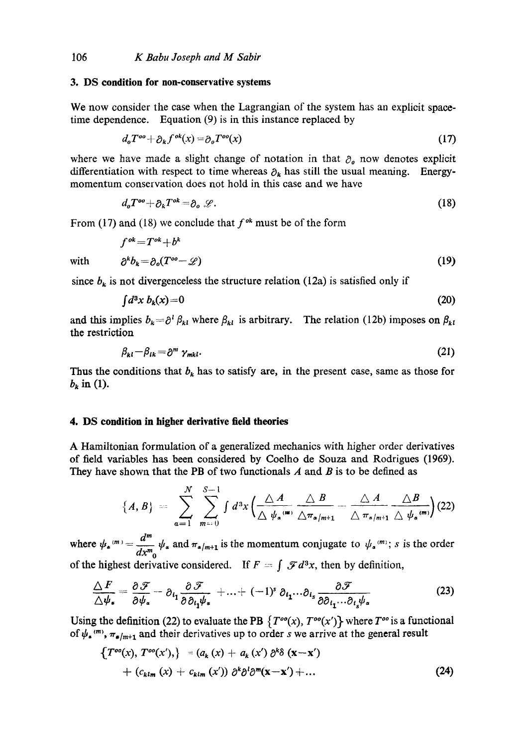### 3. DS condition for non-conservative systems

We now consider the case when the Lagrangian of the system has an explicit space-time dependence. Equation (9) is in this instance replaced by

$$d_o T^{oo} + \partial_k f^{ok}(x) = \partial_o T^{oo}(x) \tag{17}$$

where we have made a slight change of notation in that $\partial_o$ now denotes explicit differentiation with respect to time whereas $\partial_k$ has still the usual meaning. Energy-momentum conservation does not hold in this case and we have

$$d_o T^{oo} + \partial_k T^{ok} = \partial_o \mathscr{L}. \tag{18}$$

From (17) and (18) we conclude that $f^{ok}$ must be of the form

$$f^{ok} = T^{ok} + b^k$$

with
$$\partial^k b_k = \partial_o (T^{oo} - \mathscr{L}) \tag{19}$$

since $b_k$ is not divergenceless the structure relation (12a) is satisfied only if

$$\int d^3x\, b_k(x) = 0 \tag{20}$$

and this implies $b_k = \partial^l \beta_{kl}$ where $\beta_{kl}$ is arbitrary. The relation (12b) imposes on $\beta_{kl}$ the restriction

$$\beta_{kl} - \beta_{lk} = \partial^m \gamma_{mkl}. \tag{21}$$

Thus the conditions that $b_k$ has to satisfy are, in the present case, same as those for $b_k$ in (1).

### 4. DS condition in higher derivative field theories

A Hamiltonian formulation of a generalized mechanics with higher order derivatives of field variables has been considered by Coelho de Souza and Rodrigues (1969). They have shown that the PB of two functionals $A$ and $B$ is to be defined as

$$\{A, B\} = \sum_{a=1}^{N} \sum_{m=0}^{S-1} \int d^3x \left( \frac{\triangle A}{\triangle \psi_a^{(m)}} \frac{\triangle B}{\triangle \pi_{a/m+1}} - \frac{\triangle A}{\triangle \pi_{a/m+1}} \frac{\triangle B}{\triangle \psi_a^{(m)}} \right) \tag{22}$$

where $\psi_a^{(m)} = \dfrac{d^m}{dx^m_0} \psi_a$ and $\pi_{a/m+1}$ is the momentum conjugate to $\psi_a^{(m)}$; $s$ is the order of the highest derivative considered. If $F = \int \mathscr{F} d^3x$, then by definition,

$$\frac{\triangle F}{\triangle \psi_a} = \frac{\partial \mathscr{F}}{\partial \psi_a} - \partial_{i_1} \frac{\partial \mathscr{F}}{\partial \partial_{i_1} \psi_a} + \ldots + (-1)^s \partial_{i_1} \ldots \partial_{i_s} \frac{\partial \mathscr{F}}{\partial \partial_{i_1} \ldots \partial_{i_s} \psi_a} \tag{23}$$

Using the definition (22) to evaluate the PB $\{T^{oo}(x), T^{oo}(x')\}$ where $T^{oo}$ is a functional of $\psi_a^{(m)}$, $\pi_{a/m+1}$ and their derivatives up to order $s$ we arrive at the general result

$$\{T^{oo}(x), T^{oo}(x')\} = (a_k(x) + a_k(x'))\, \partial^k \delta(\mathbf{x} - \mathbf{x}')$$
$$+ (c_{klm}(x) + c_{klm}(x'))\, \partial^k \partial^l \partial^m (\mathbf{x} - \mathbf{x}') + \ldots \tag{24}$$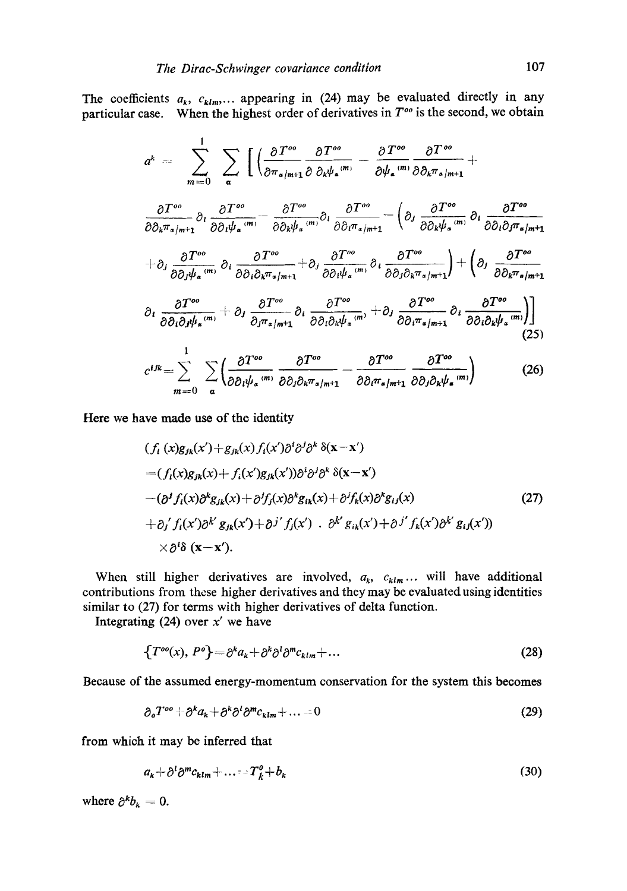The coefficients $a_k$, $c_{klm}$,... appearing in (24) may be evaluated directly in any particular case. When the highest order of derivatives in $T^{oo}$ is the second, we obtain

$$
\begin{aligned}
a^k = \sum_{m=0}^{1} \sum_{\alpha} \Bigg[ & \left( \frac{\partial T^{oo}}{\partial \pi_{\alpha/m+1}} \frac{\partial T^{oo}}{\partial \partial_k \psi_\alpha{}^{(m)}} - \frac{\partial T^{oo}}{\partial \psi_\alpha{}^{(m)}} \frac{\partial T^{oo}}{\partial \partial_k \pi_{\alpha/m+1}} + \right. \\
& \frac{\partial T^{oo}}{\partial \partial_k \pi_{\alpha/m+1}} \partial_l \frac{\partial T^{oo}}{\partial \partial_l \psi_\alpha{}^{(m)}} - \frac{\partial T^{oo}}{\partial \partial_k \psi_\alpha{}^{(m)}} \partial_l \frac{\partial T^{oo}}{\partial \partial_l \pi_{\alpha/m+1}} - \left( \partial_j \frac{\partial T^{oo}}{\partial \partial_k \psi_\alpha{}^{(m)}} \partial_l \frac{\partial T^{oo}}{\partial \partial_l \partial_j \pi_{\alpha/m+1}} \right. \\
& \left. + \partial_j \frac{\partial T^{oo}}{\partial \partial_j \psi_\alpha{}^{(m)}} \partial_l \frac{\partial T^{oo}}{\partial \partial_l \partial_k \pi_{\alpha/m+1}} + \partial_j \frac{\partial T^{oo}}{\partial \partial_l \psi_\alpha{}^{(m)}} \partial_l \frac{\partial T^{oo}}{\partial \partial_j \partial_k \pi_{\alpha/m+1}} \right) + \left( \partial_j \frac{\partial T^{oo}}{\partial \partial_k \pi_{\alpha/m+1}} \right. \\
& \left. \left. \partial_l \frac{\partial T^{oo}}{\partial \partial_l \partial_j \psi_\alpha{}^{(m)}} + \partial_j \frac{\partial T^{oo}}{\partial_j \pi_{\alpha/m+1}} \partial_l \frac{\partial T^{oo}}{\partial \partial_l \partial_k \psi_\alpha{}^{(m)}} + \partial_j \frac{\partial T^{oo}}{\partial \partial_l \pi_{\alpha/m+1}} \partial_l \frac{\partial T^{oo}}{\partial \partial_l \partial_k \psi_\alpha{}^{(m)}} \right) \right]
\end{aligned}
\tag{25}
$$

$$
c^{ijk} = \sum_{m=0}^{1} \sum_{\alpha} \left( \frac{\partial T^{oo}}{\partial \partial_i \psi_\alpha{}^{(m)}} \frac{\partial T^{oo}}{\partial \partial_j \partial_k \pi_{\alpha/m+1}} - \frac{\partial T^{oo}}{\partial \partial_i \pi_{\alpha/m+1}} \frac{\partial T^{oo}}{\partial \partial_j \partial_k \psi_\alpha{}^{(m)}} \right)
\tag{26}
$$

Here we have made use of the identity

$$
\begin{aligned}
& (f_i(x) g_{jk}(x') + g_{jk}(x) f_i(x') \partial^i \partial^j \partial^k \, \delta(\mathbf{x}-\mathbf{x}') \\
& = (f_i(x) g_{jk}(x) + f_i(x') g_{jk}(x')) \partial^i \partial^j \partial^k \, \delta(\mathbf{x}-\mathbf{x}') \\
& - (\partial^j f_i(x) \partial^k g_{jk}(x) + \partial^j f_j(x) \partial^k g_{ik}(x) + \partial^j f_k(x) \partial^k g_{ij}(x) \\
& + \partial_j{}' f_i(x') \partial^{k'} g_{jk}(x') + \partial^{j'} f_j(x') \, . \, \partial^{k'} g_{ik}(x') + \partial^{j'} f_k(x') \partial^{k'} g_{ij}(x')) \\
& \times \partial^i \delta \, (\mathbf{x}-\mathbf{x}').
\end{aligned}
\tag{27}
$$

When still higher derivatives are involved, $a_k$, $c_{klm}$ ... will have additional contributions from these higher derivatives and they may be evaluated using identities similar to (27) for terms with higher derivatives of delta function.

Integrating (24) over $x'$ we have

$$
\{T^{oo}(x), P^o\} = \partial^k a_k + \partial^k \partial^l \partial^m c_{klm} + \ldots
\tag{28}
$$

Because of the assumed energy-momentum conservation for the system this becomes

$$
\partial_o T^{oo} + \partial^k a_k + \partial^k \partial^l \partial^m c_{klm} + \ldots = 0
\tag{29}
$$

from which it may be inferred that

$$
a_k + \partial^l \partial^m c_{klm} + \ldots = T_k^o + b_k
\tag{30}
$$

where $\partial^k b_k = 0$.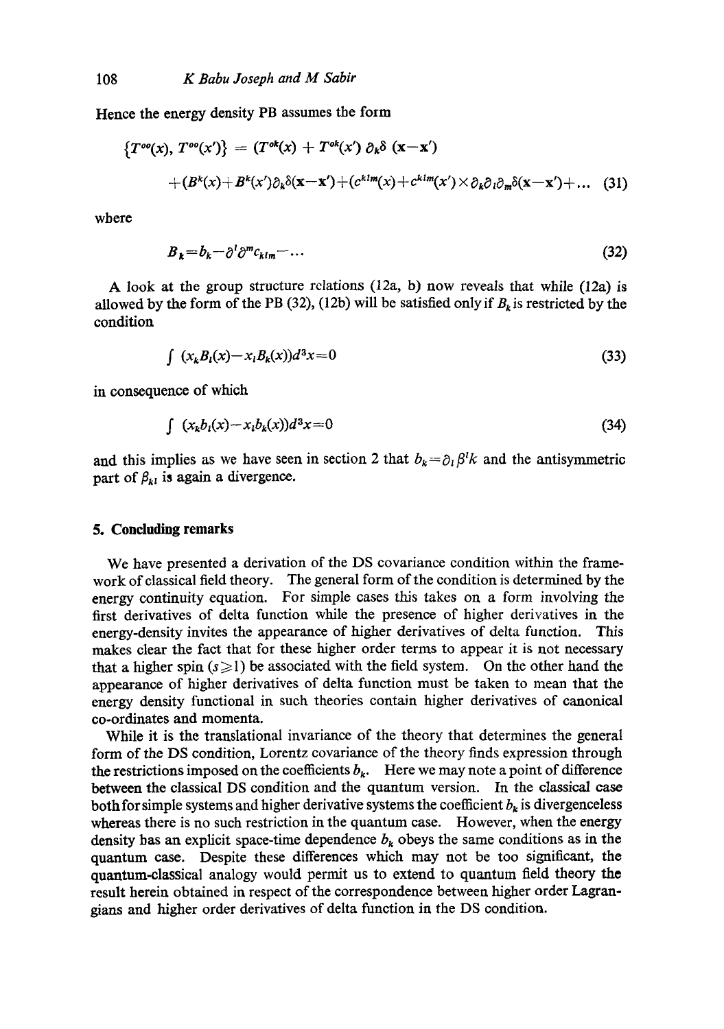Hence the energy density PB assumes the form

$$\{T^{oo}(x), T^{oo}(x')\} = (T^{ok}(x) + T^{ok}(x')\, \partial_k \delta\, (\mathbf{x}-\mathbf{x}')$$
$$+ (B^k(x) + B^k(x')\partial_k \delta(\mathbf{x}-\mathbf{x}') + (c^{klm}(x) + c^{klm}(x') \times \partial_k \partial_l \partial_m \delta(\mathbf{x}-\mathbf{x}') + \ldots \quad (31)$$

where

$$B_k = b_k - \partial^l \partial^m c_{klm} - \ldots \quad (32)$$

A look at the group structure relations (12a, b) now reveals that while (12a) is allowed by the form of the PB (32), (12b) will be satisfied only if $B_k$ is restricted by the condition

$$\int (x_k B_l(x) - x_l B_k(x)) d^3x = 0 \quad (33)$$

in consequence of which

$$\int (x_k b_l(x) - x_l b_k(x)) d^3x = 0 \quad (34)$$

and this implies as we have seen in section 2 that $b_k = \partial_l \beta^l k$ and the antisymmetric part of $\beta_{kl}$ is again a divergence.

## 5. Concluding remarks

We have presented a derivation of the DS covariance condition within the framework of classical field theory. The general form of the condition is determined by the energy continuity equation. For simple cases this takes on a form involving the first derivatives of delta function while the presence of higher derivatives in the energy-density invites the appearance of higher derivatives of delta function. This makes clear the fact that for these higher order terms to appear it is not necessary that a higher spin ($s \geq 1$) be associated with the field system. On the other hand the appearance of higher derivatives of delta function must be taken to mean that the energy density functional in such theories contain higher derivatives of canonical co-ordinates and momenta.

While it is the translational invariance of the theory that determines the general form of the DS condition, Lorentz covariance of the theory finds expression through the restrictions imposed on the coefficients $b_k$. Here we may note a point of difference between the classical DS condition and the quantum version. In the classical case both for simple systems and higher derivative systems the coefficient $b_k$ is divergenceless whereas there is no such restriction in the quantum case. However, when the energy density has an explicit space-time dependence $b_k$ obeys the same conditions as in the quantum case. Despite these differences which may not be too significant, the quantum-classical analogy would permit us to extend to quantum field theory the result herein obtained in respect of the correspondence between higher order Lagrangians and higher order derivatives of delta function in the DS condition.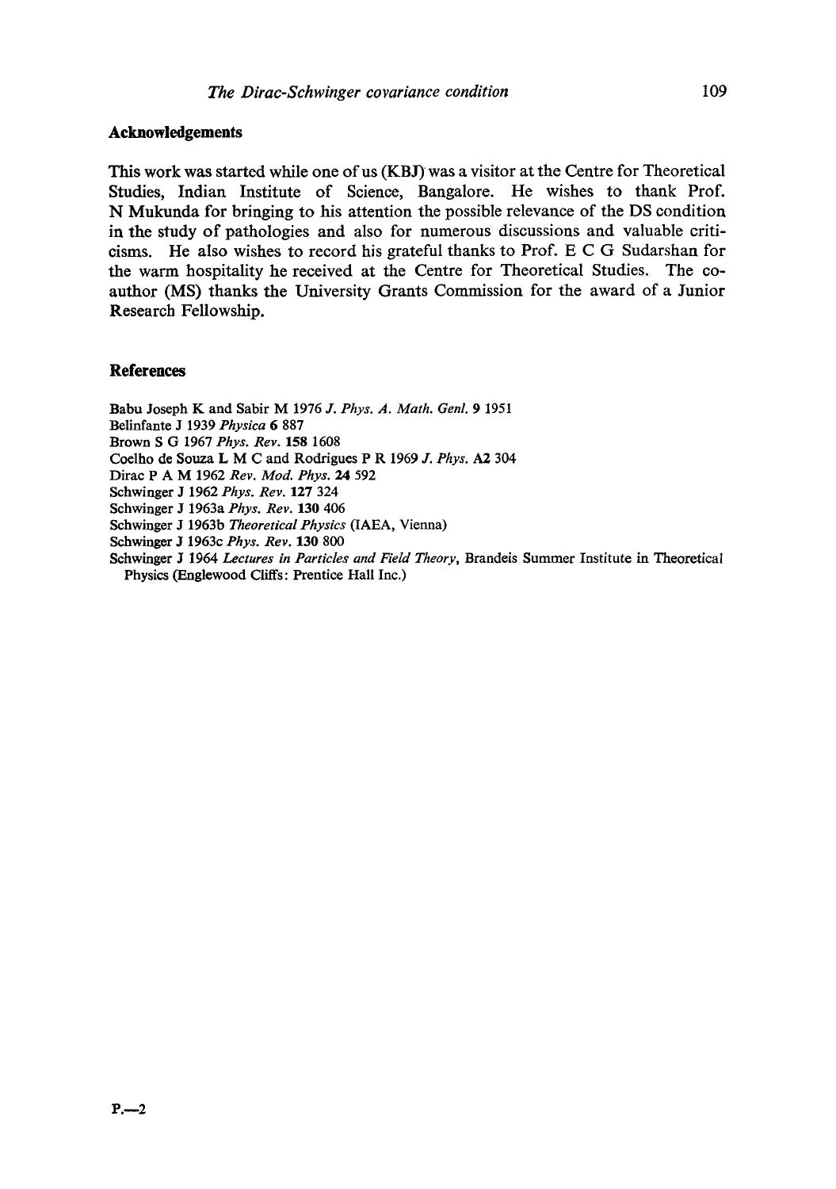## Acknowledgements

This work was started while one of us (KBJ) was a visitor at the Centre for Theoretical Studies, Indian Institute of Science, Bangalore. He wishes to thank Prof. N Mukunda for bringing to his attention the possible relevance of the DS condition in the study of pathologies and also for numerous discussions and valuable criticisms. He also wishes to record his grateful thanks to Prof. E C G Sudarshan for the warm hospitality he received at the Centre for Theoretical Studies. The co-author (MS) thanks the University Grants Commission for the award of a Junior Research Fellowship.

## References

Babu Joseph K and Sabir M 1976 *J. Phys. A. Math. Genl.* **9** 1951

Belinfante J 1939 *Physica* **6** 887

Brown S G 1967 *Phys. Rev.* **158** 1608

Coelho de Souza L M C and Rodrigues P R 1969 *J. Phys.* **A2** 304

Dirac P A M 1962 *Rev. Mod. Phys.* **24** 592

Schwinger J 1962 *Phys. Rev.* **127** 324

Schwinger J 1963a *Phys. Rev.* **130** 406

Schwinger J 1963b *Theoretical Physics* (IAEA, Vienna)

Schwinger J 1963c *Phys. Rev.* **130** 800

Schwinger J 1964 *Lectures in Particles and Field Theory*, Brandeis Summer Institute in Theoretical Physics (Englewood Cliffs: Prentice Hall Inc.)